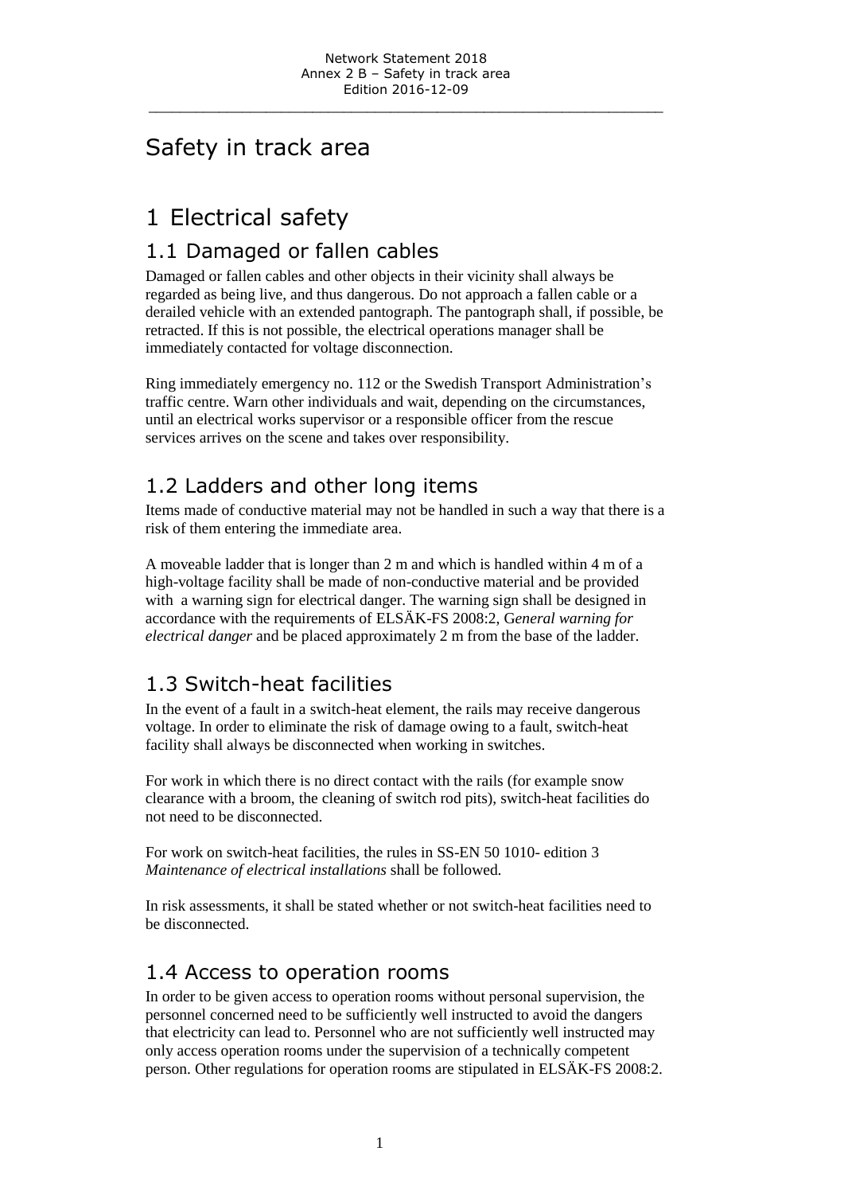# Safety in track area

# 1 Electrical safety

## 1.1 Damaged or fallen cables

Damaged or fallen cables and other objects in their vicinity shall always be regarded as being live, and thus dangerous. Do not approach a fallen cable or a derailed vehicle with an extended pantograph. The pantograph shall, if possible, be retracted. If this is not possible, the electrical operations manager shall be immediately contacted for voltage disconnection.

Ring immediately emergency no. 112 or the Swedish Transport Administration's traffic centre. Warn other individuals and wait, depending on the circumstances, until an electrical works supervisor or a responsible officer from the rescue services arrives on the scene and takes over responsibility.

## 1.2 Ladders and other long items

Items made of conductive material may not be handled in such a way that there is a risk of them entering the immediate area.

A moveable ladder that is longer than 2 m and which is handled within 4 m of a high-voltage facility shall be made of non-conductive material and be provided with a warning sign for electrical danger. The warning sign shall be designed in accordance with the requirements of ELSÄK-FS 2008:2, G*eneral warning for electrical danger* and be placed approximately 2 m from the base of the ladder.

## 1.3 Switch-heat facilities

In the event of a fault in a switch-heat element, the rails may receive dangerous voltage. In order to eliminate the risk of damage owing to a fault, switch-heat facility shall always be disconnected when working in switches.

For work in which there is no direct contact with the rails (for example snow clearance with a broom, the cleaning of switch rod pits), switch-heat facilities do not need to be disconnected.

For work on switch-heat facilities, the rules in SS-EN 50 1010- edition 3 *Maintenance of electrical installations* shall be followed.

In risk assessments, it shall be stated whether or not switch-heat facilities need to be disconnected.

## 1.4 Access to operation rooms

In order to be given access to operation rooms without personal supervision, the personnel concerned need to be sufficiently well instructed to avoid the dangers that electricity can lead to. Personnel who are not sufficiently well instructed may only access operation rooms under the supervision of a technically competent person. Other regulations for operation rooms are stipulated in ELSÄK-FS 2008:2.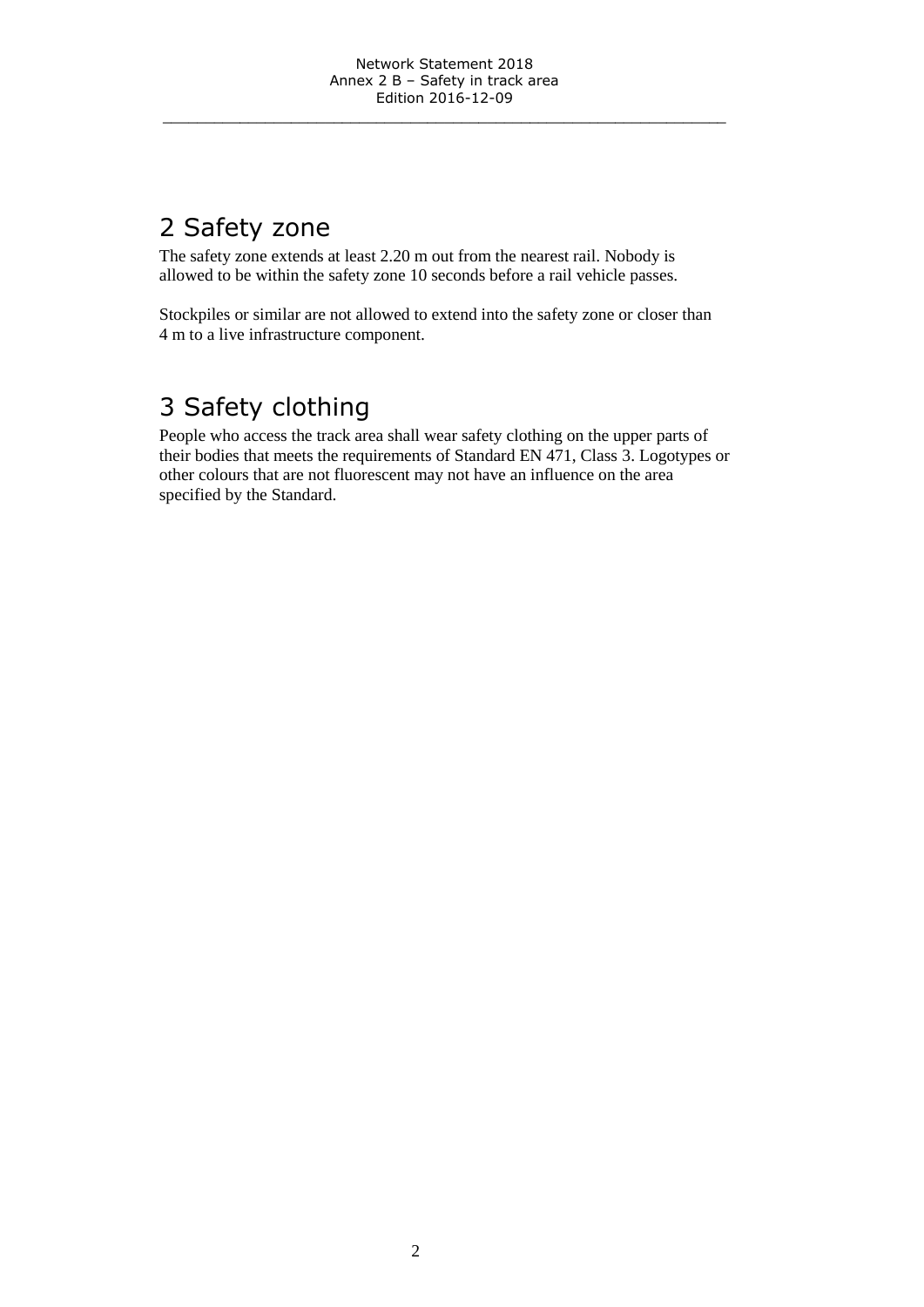## 2 Safety zone

The safety zone extends at least 2.20 m out from the nearest rail. Nobody is allowed to be within the safety zone 10 seconds before a rail vehicle passes.

Stockpiles or similar are not allowed to extend into the safety zone or closer than 4 m to a live infrastructure component.

## 3 Safety clothing

People who access the track area shall wear safety clothing on the upper parts of their bodies that meets the requirements of Standard EN 471, Class 3. Logotypes or other colours that are not fluorescent may not have an influence on the area specified by the Standard.